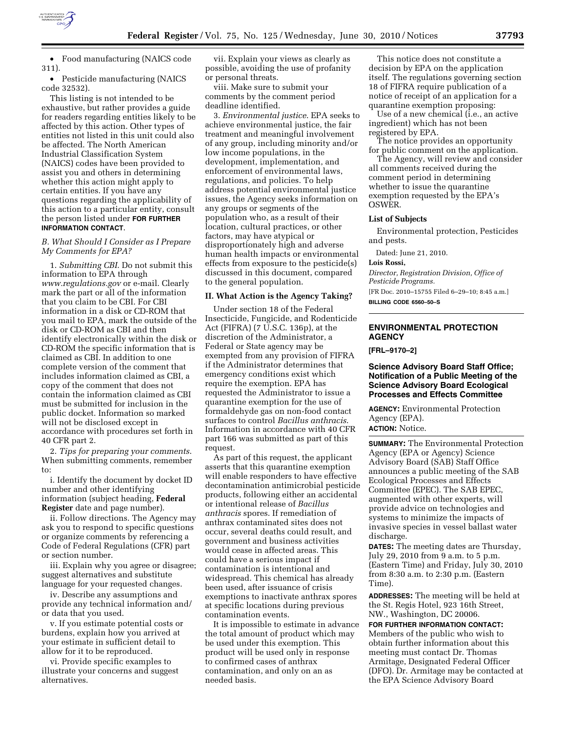- Food manufacturing (NAICS code 311).
- Pesticide manufacturing (NAICS code 32532).

This listing is not intended to be exhaustive, but rather provides a guide for readers regarding entities likely to be affected by this action. Other types of entities not listed in this unit could also be affected. The North American Industrial Classification System (NAICS) codes have been provided to assist you and others in determining whether this action might apply to certain entities. If you have any questions regarding the applicability of this action to a particular entity, consult the person listed under **FOR FURTHER INFORMATION CONTACT**.

*B. What Should I Consider as I Prepare My Comments for EPA?*

1. *Submitting CBI.* Do not submit this information to EPA through *www.regulations.gov* or e-mail. Clearly mark the part or all of the information that you claim to be CBI. For CBI information in a disk or CD-ROM that you mail to EPA, mark the outside of the disk or CD-ROM as CBI and then identify electronically within the disk or CD-ROM the specific information that is claimed as CBI. In addition to one complete version of the comment that includes information claimed as CBI, a copy of the comment that does not contain the information claimed as CBI must be submitted for inclusion in the public docket. Information so marked will not be disclosed except in accordance with procedures set forth in 40 CFR part 2.

2. *Tips for preparing your comments.* When submitting comments, remember to:

i. Identify the document by docket ID number and other identifying information (subject heading, **Federal Register** date and page number).

ii. Follow directions. The Agency may ask you to respond to specific questions or organize comments by referencing a Code of Federal Regulations (CFR) part or section number.

iii. Explain why you agree or disagree; suggest alternatives and substitute language for your requested changes.

iv. Describe any assumptions and provide any technical information and/or data that you used.

v. If you estimate potential costs or burdens, explain how you arrived at your estimate in sufficient detail to allow for it to be reproduced.

vi. Provide specific examples to illustrate your concerns and suggest alternatives.

vii. Explain your views as clearly as possible, avoiding the use of profanity or personal threats.

viii. Make sure to submit your comments by the comment period deadline identified.

3. *Environmental justice.* EPA seeks to achieve environmental justice, the fair treatment and meaningful involvement of any group, including minority and/or low income populations, in the development, implementation, and enforcement of environmental laws, regulations, and policies. To help address potential environmental justice issues, the Agency seeks information on any groups or segments of the population who, as a result of their location, cultural practices, or other factors, may have atypical or disproportionately high and adverse human health impacts or environmental effects from exposure to the pesticide(s) discussed in this document, compared to the general population.

## II. What Action is the Agency Taking?

Under section 18 of the Federal Insecticide, Fungicide, and Rodenticide Act (FIFRA) (7 U.S.C. 136p), at the discretion of the Administrator, a Federal or State agency may be exempted from any provision of FIFRA if the Administrator determines that emergency conditions exist which require the exemption. EPA has requested the Administrator to issue a quarantine exemption for the use of formaldehyde gas on non-food contact surfaces to control *Bacillus anthracis*. Information in accordance with 40 CFR part 166 was submitted as part of this request.

As part of this request, the applicant asserts that this quarantine exemption will enable responders to have effective decontamination antimicrobial pesticide products, following either an accidental or intentional release of *Bacillus anthracis* spores. If remediation of anthrax contaminated sites does not occur, several deaths could result, and government and business activities would cease in affected areas. This could have a serious impact if contamination is intentional and widespread. This chemical has already been used, after issuance of crisis exemptions to inactivate anthrax spores at specific locations during previous contamination events.

It is impossible to estimate in advance the total amount of product which may be used under this exemption. This product will be used only in response to confirmed cases of anthrax contamination, and only on an as needed basis.

This notice does not constitute a decision by EPA on the application itself. The regulations governing section 18 of FIFRA require publication of a notice of receipt of an application for a quarantine exemption proposing:

Use of a new chemical (i.e., an active ingredient) which has not been registered by EPA.

The notice provides an opportunity for public comment on the application.

The Agency, will review and consider all comments received during the comment period in determining whether to issue the quarantine exemption requested by the EPA's OSWER.

### List of Subjects

Environmental protection, Pesticides and pests.

Dated: June 21, 2010.

**Lois Rossi,**

*Director, Registration Division, Office of Pesticide Programs.*

[FR Doc. 2010–15755 Filed 6–29–10; 8:45 a.m.]

**BILLING CODE 6560–50–S**

---

## ENVIRONMENTAL PROTECTION AGENCY

**[FRL–9170–2]**

## Science Advisory Board Staff Office; Notification of a Public Meeting of the Science Advisory Board Ecological Processes and Effects Committee

**AGENCY:** Environmental Protection Agency (EPA).

**ACTION:** Notice.

---

**SUMMARY:** The Environmental Protection Agency (EPA or Agency) Science Advisory Board (SAB) Staff Office announces a public meeting of the SAB Ecological Processes and Effects Committee (EPEC). The SAB EPEC, augmented with other experts, will provide advice on technologies and systems to minimize the impacts of invasive species in vessel ballast water discharge.

**DATES:** The meeting dates are Thursday, July 29, 2010 from 9 a.m. to 5 p.m. (Eastern Time) and Friday, July 30, 2010 from 8:30 a.m. to 2:30 p.m. (Eastern Time).

**ADDRESSES:** The meeting will be held at the St. Regis Hotel, 923 16th Street, NW., Washington, DC 20006.

**FOR FURTHER INFORMATION CONTACT:** Members of the public who wish to obtain further information about this meeting must contact Dr. Thomas Armitage, Designated Federal Officer (DFO). Dr. Armitage may be contacted at the EPA Science Advisory Board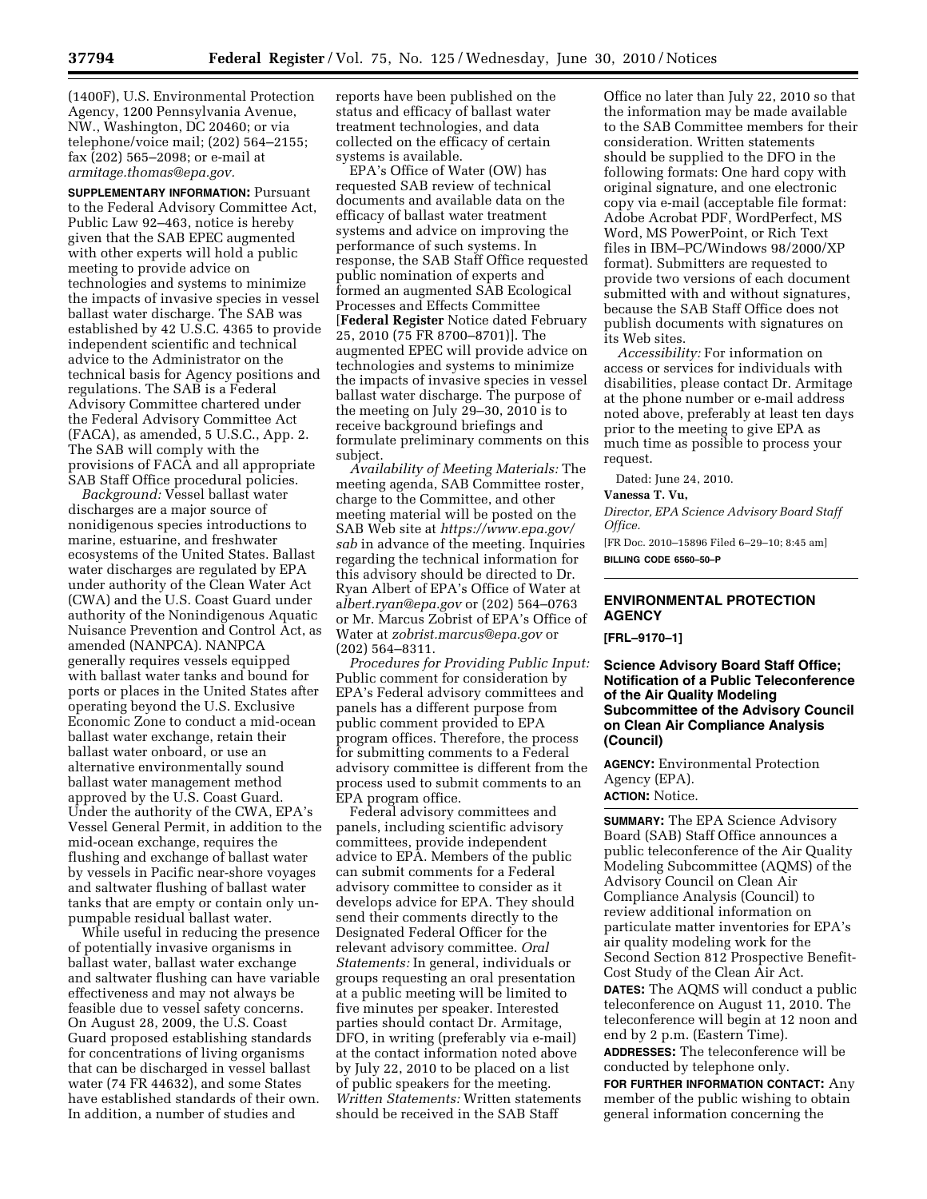(1400F), U.S. Environmental Protection Agency, 1200 Pennsylvania Avenue, NW., Washington, DC 20460; or via telephone/voice mail; (202) 564–2155; fax (202) 565–2098; or e-mail at *armitage.thomas@epa.gov.*

**SUPPLEMENTARY INFORMATION:** Pursuant to the Federal Advisory Committee Act, Public Law 92–463, notice is hereby given that the SAB EPEC augmented with other experts will hold a public meeting to provide advice on technologies and systems to minimize the impacts of invasive species in vessel ballast water discharge. The SAB was established by 42 U.S.C. 4365 to provide independent scientific and technical advice to the Administrator on the technical basis for Agency positions and regulations. The SAB is a Federal Advisory Committee chartered under the Federal Advisory Committee Act (FACA), as amended, 5 U.S.C., App. 2. The SAB will comply with the provisions of FACA and all appropriate SAB Staff Office procedural policies.

*Background:* Vessel ballast water discharges are a major source of nonidigenous species introductions to marine, estuarine, and freshwater ecosystems of the United States. Ballast water discharges are regulated by EPA under authority of the Clean Water Act (CWA) and the U.S. Coast Guard under authority of the Nonindigenous Aquatic Nuisance Prevention and Control Act, as amended (NANPCA). NANPCA generally requires vessels equipped with ballast water tanks and bound for ports or places in the United States after operating beyond the U.S. Exclusive Economic Zone to conduct a mid-ocean ballast water exchange, retain their ballast water onboard, or use an alternative environmentally sound ballast water management method approved by the U.S. Coast Guard. Under the authority of the CWA, EPA's Vessel General Permit, in addition to the mid-ocean exchange, requires the flushing and exchange of ballast water by vessels in Pacific near-shore voyages and saltwater flushing of ballast water tanks that are empty or contain only un-pumpable residual ballast water.

While useful in reducing the presence of potentially invasive organisms in ballast water, ballast water exchange and saltwater flushing can have variable effectiveness and may not always be feasible due to vessel safety concerns. On August 28, 2009, the U.S. Coast Guard proposed establishing standards for concentrations of living organisms that can be discharged in vessel ballast water (74 FR 44632), and some States have established standards of their own. In addition, a number of studies and reports have been published on the status and efficacy of ballast water treatment technologies, and data collected on the efficacy of certain systems is available.

EPA's Office of Water (OW) has requested SAB review of technical documents and available data on the efficacy of ballast water treatment systems and advice on improving the performance of such systems. In response, the SAB Staff Office requested public nomination of experts and formed an augmented SAB Ecological Processes and Effects Committee [**Federal Register** Notice dated February 25, 2010 (75 FR 8700–8701)]. The augmented EPEC will provide advice on technologies and systems to minimize the impacts of invasive species in vessel ballast water discharge. The purpose of the meeting on July 29–30, 2010 is to receive background briefings and formulate preliminary comments on this subject.

*Availability of Meeting Materials:* The meeting agenda, SAB Committee roster, charge to the Committee, and other meeting material will be posted on the SAB Web site at *https://www.epa.gov/sab* in advance of the meeting. Inquiries regarding the technical information for this advisory should be directed to Dr. Ryan Albert of EPA's Office of Water at *albert.ryan@epa.gov* or (202) 564–0763 or Mr. Marcus Zobrist of EPA's Office of Water at *zobrist.marcus@epa.gov* or (202) 564–8311.

*Procedures for Providing Public Input:* Public comment for consideration by EPA's Federal advisory committees and panels has a different purpose from public comment provided to EPA program offices. Therefore, the process for submitting comments to a Federal advisory committee is different from the process used to submit comments to an EPA program office.

Federal advisory committees and panels, including scientific advisory committees, provide independent advice to EPA. Members of the public can submit comments for a Federal advisory committee to consider as it develops advice for EPA. They should send their comments directly to the Designated Federal Officer for the relevant advisory committee. *Oral Statements:* In general, individuals or groups requesting an oral presentation at a public meeting will be limited to five minutes per speaker. Interested parties should contact Dr. Armitage, DFO, in writing (preferably via e-mail) at the contact information noted above by July 22, 2010 to be placed on a list of public speakers for the meeting. *Written Statements:* Written statements should be received in the SAB Staff Office no later than July 22, 2010 so that the information may be made available to the SAB Committee members for their consideration. Written statements should be supplied to the DFO in the following formats: One hard copy with original signature, and one electronic copy via e-mail (acceptable file format: Adobe Acrobat PDF, WordPerfect, MS Word, MS PowerPoint, or Rich Text files in IBM–PC/Windows 98/2000/XP format). Submitters are requested to provide two versions of each document submitted with and without signatures, because the SAB Staff Office does not publish documents with signatures on its Web sites.

*Accessibility:* For information on access or services for individuals with disabilities, please contact Dr. Armitage at the phone number or e-mail address noted above, preferably at least ten days prior to the meeting to give EPA as much time as possible to process your request.

Dated: June 24, 2010.

**Vanessa T. Vu,**

*Director, EPA Science Advisory Board Staff Office.*

[FR Doc. 2010–15896 Filed 6–29–10; 8:45 am]

**BILLING CODE 6560–50–P**

## ENVIRONMENTAL PROTECTION AGENCY

**[FRL–9170–1]**

### Science Advisory Board Staff Office; Notification of a Public Teleconference of the Air Quality Modeling Subcommittee of the Advisory Council on Clean Air Compliance Analysis (Council)

**AGENCY:** Environmental Protection Agency (EPA).

**ACTION:** Notice.

**SUMMARY:** The EPA Science Advisory Board (SAB) Staff Office announces a public teleconference of the Air Quality Modeling Subcommittee (AQMS) of the Advisory Council on Clean Air Compliance Analysis (Council) to review additional information on particulate matter inventories for EPA's air quality modeling work for the Second Section 812 Prospective Benefit-Cost Study of the Clean Air Act.

**DATES:** The AQMS will conduct a public teleconference on August 11, 2010. The teleconference will begin at 12 noon and end by 2 p.m. (Eastern Time).

**ADDRESSES:** The teleconference will be conducted by telephone only.

**FOR FURTHER INFORMATION CONTACT:** Any member of the public wishing to obtain general information concerning the